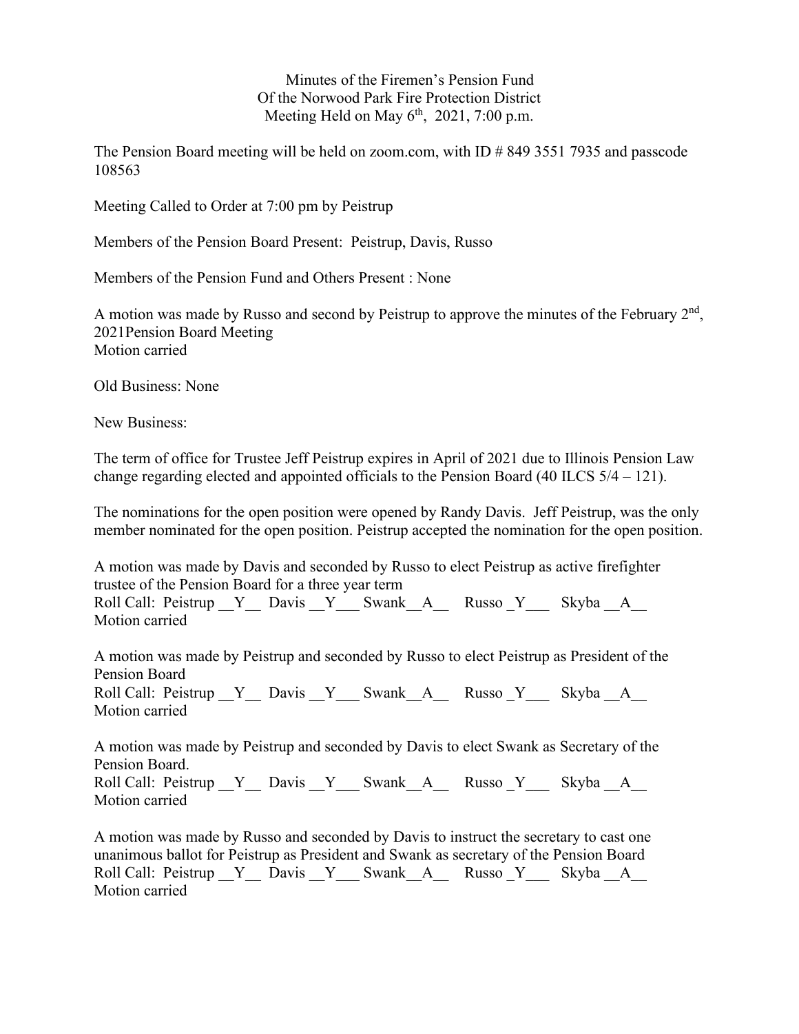Minutes of the Firemen's Pension Fund
Of the Norwood Park Fire Protection District
Meeting Held on May 6th, 2021, 7:00 p.m.

The Pension Board meeting will be held on zoom.com, with ID # 849 3551 7935 and passcode 108563

Meeting Called to Order at 7:00 pm by Peistrup

Members of the Pension Board Present: Peistrup, Davis, Russo

Members of the Pension Fund and Others Present : None

A motion was made by Russo and second by Peistrup to approve the minutes of the February 2nd, 2021Pension Board Meeting
Motion carried

Old Business: None

New Business:

The term of office for Trustee Jeff Peistrup expires in April of 2021 due to Illinois Pension Law change regarding elected and appointed officials to the Pension Board (40 ILCS 5/4 – 121).

The nominations for the open position were opened by Randy Davis. Jeff Peistrup, was the only member nominated for the open position. Peistrup accepted the nomination for the open position.

A motion was made by Davis and seconded by Russo to elect Peistrup as active firefighter trustee of the Pension Board for a three year term
Roll Call: Peistrup __Y__ Davis __Y___ Swank__A__ Russo _Y___ Skyba __A__
Motion carried

A motion was made by Peistrup and seconded by Russo to elect Peistrup as President of the Pension Board
Roll Call: Peistrup __Y__ Davis __Y___ Swank__A__ Russo _Y___ Skyba __A__
Motion carried

A motion was made by Peistrup and seconded by Davis to elect Swank as Secretary of the Pension Board.
Roll Call: Peistrup __Y__ Davis __Y___ Swank__A__ Russo _Y___ Skyba __A__
Motion carried

A motion was made by Russo and seconded by Davis to instruct the secretary to cast one unanimous ballot for Peistrup as President and Swank as secretary of the Pension Board
Roll Call: Peistrup __Y__ Davis __Y___ Swank__A__ Russo _Y___ Skyba __A__
Motion carried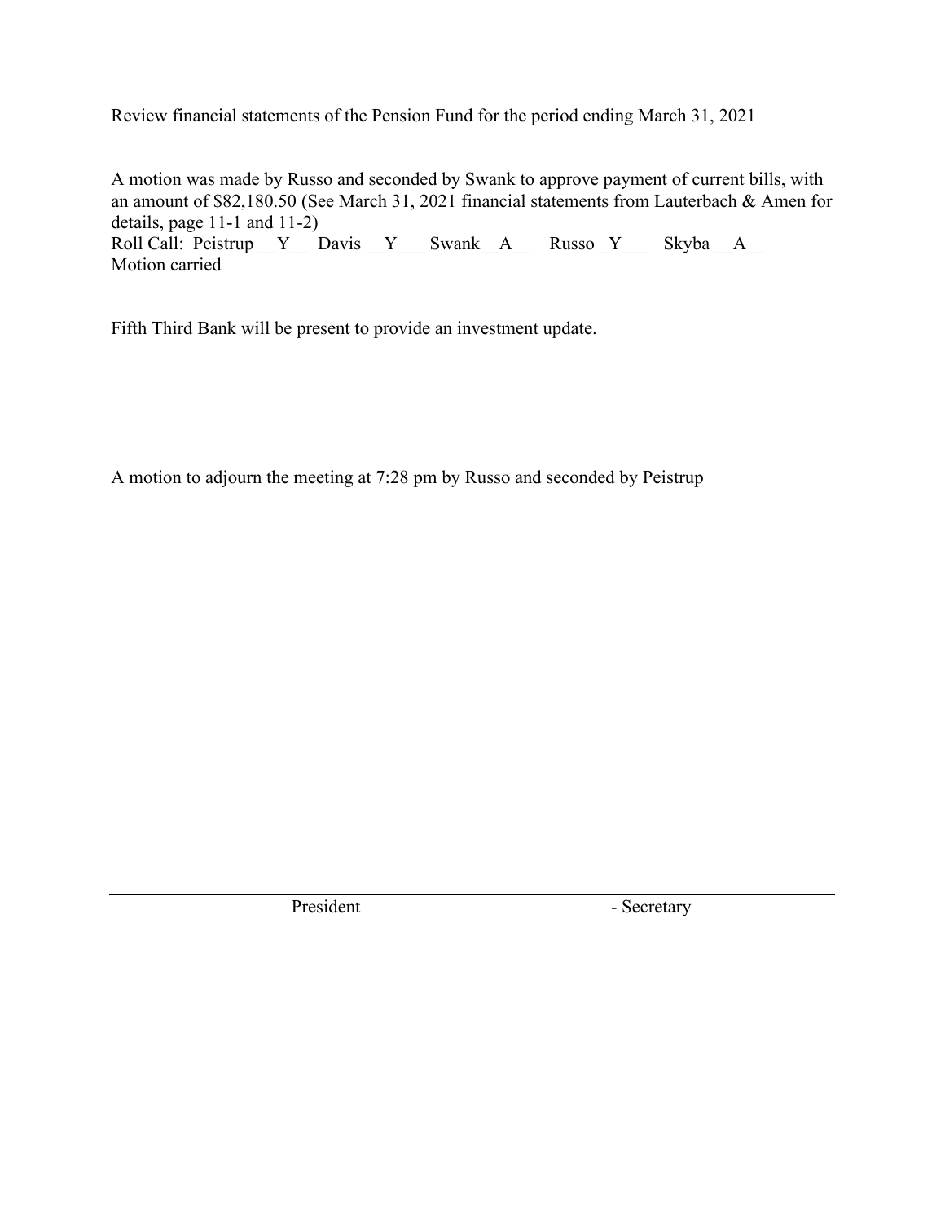Review financial statements of the Pension Fund for the period ending March 31, 2021

A motion was made by Russo and seconded by Swank to approve payment of current bills, with an amount of $82,180.50 (See March 31, 2021 financial statements from Lauterbach & Amen for details, page 11-1 and 11-2)
Roll Call: Peistrup __Y__ Davis __Y___ Swank__A__ Russo _Y___ Skyba __A__
Motion carried

Fifth Third Bank will be present to provide an investment update.

A motion to adjourn the meeting at 7:28 pm by Russo and seconded by Peistrup

– President - Secretary